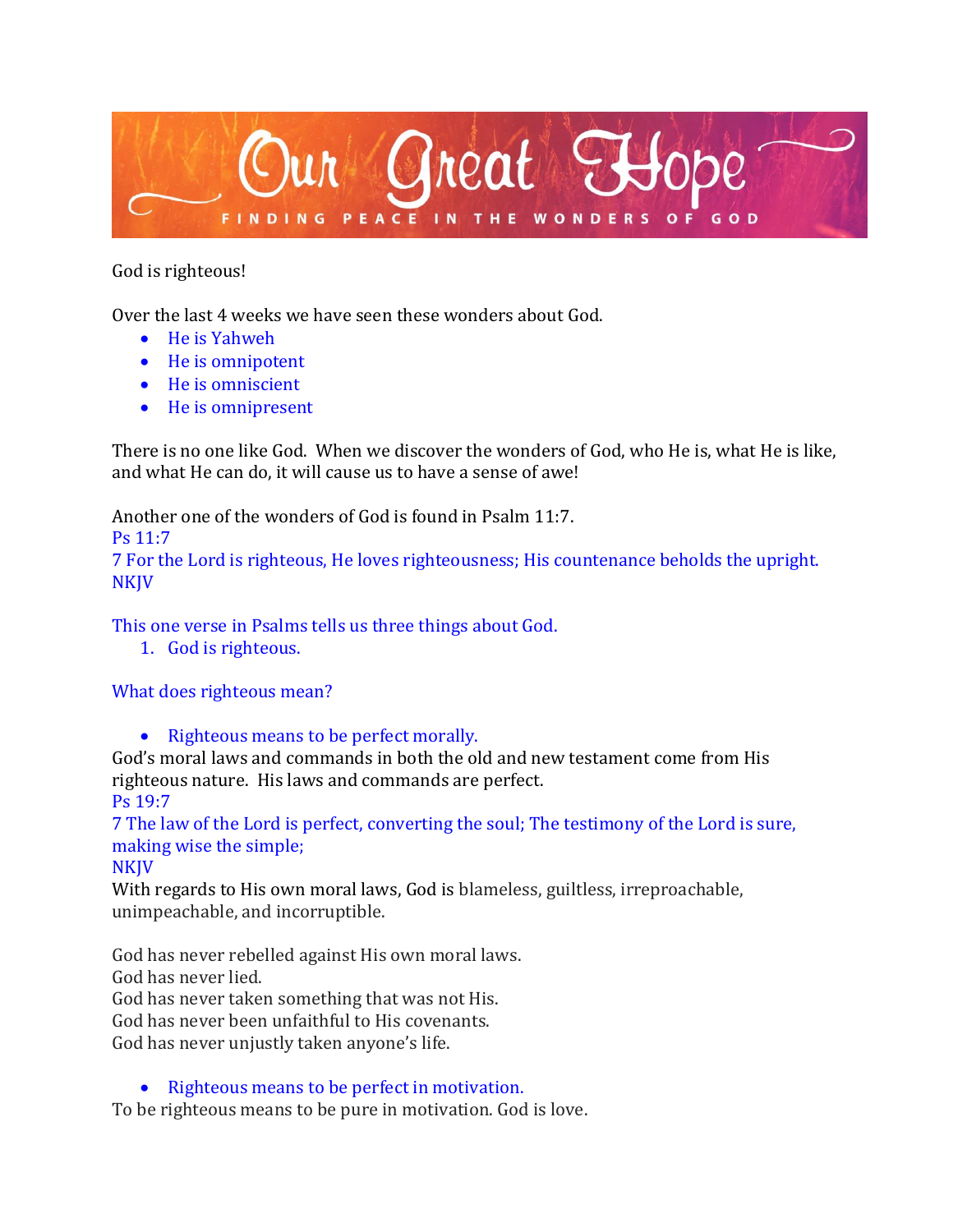# Our Great Hope

FINDING PEACE IN THE WONDERS OF GOD

God is righteous!

Over the last 4 weeks we have seen these wonders about God.

- He is Yahweh
- He is omnipotent
- He is omniscient
- He is omnipresent

There is no one like God. When we discover the wonders of God, who He is, what He is like, and what He can do, it will cause us to have a sense of awe!

Another one of the wonders of God is found in Psalm 11:7.

Ps 11:7
7 For the Lord is righteous, He loves righteousness; His countenance beholds the upright.
NKJV

This one verse in Psalms tells us three things about God.

1. God is righteous.

What does righteous mean?

- Righteous means to be perfect morally.

God's moral laws and commands in both the old and new testament come from His righteous nature. His laws and commands are perfect.

Ps 19:7
7 The law of the Lord is perfect, converting the soul; The testimony of the Lord is sure, making wise the simple;
NKJV

With regards to His own moral laws, God is blameless, guiltless, irreproachable, unimpeachable, and incorruptible.

God has never rebelled against His own moral laws.
God has never lied.
God has never taken something that was not His.
God has never been unfaithful to His covenants.
God has never unjustly taken anyone's life.

- Righteous means to be perfect in motivation.

To be righteous means to be pure in motivation. God is love.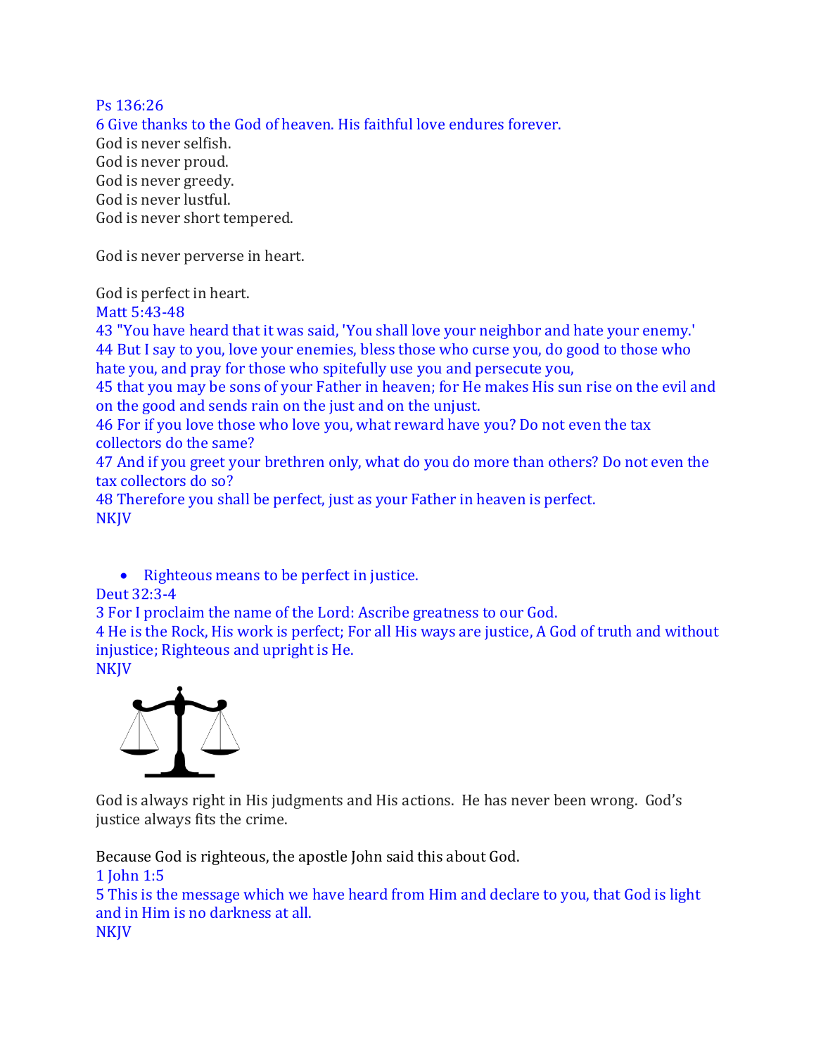Ps 136:26

6 Give thanks to the God of heaven. His faithful love endures forever.

God is never selfish.
God is never proud.
God is never greedy.
God is never lustful.
God is never short tempered.

God is never perverse in heart.

God is perfect in heart.

Matt 5:43-48

43 "You have heard that it was said, 'You shall love your neighbor and hate your enemy.'
44 But I say to you, love your enemies, bless those who curse you, do good to those who hate you, and pray for those who spitefully use you and persecute you,
45 that you may be sons of your Father in heaven; for He makes His sun rise on the evil and on the good and sends rain on the just and on the unjust.
46 For if you love those who love you, what reward have you? Do not even the tax collectors do the same?
47 And if you greet your brethren only, what do you do more than others? Do not even the tax collectors do so?
48 Therefore you shall be perfect, just as your Father in heaven is perfect.
NKJV

- Righteous means to be perfect in justice.

Deut 32:3-4

3 For I proclaim the name of the Lord: Ascribe greatness to our God.
4 He is the Rock, His work is perfect; For all His ways are justice, A God of truth and without injustice; Righteous and upright is He.
NKJV

God is always right in His judgments and His actions. He has never been wrong. God's justice always fits the crime.

Because God is righteous, the apostle John said this about God.

1 John 1:5

5 This is the message which we have heard from Him and declare to you, that God is light and in Him is no darkness at all.
NKJV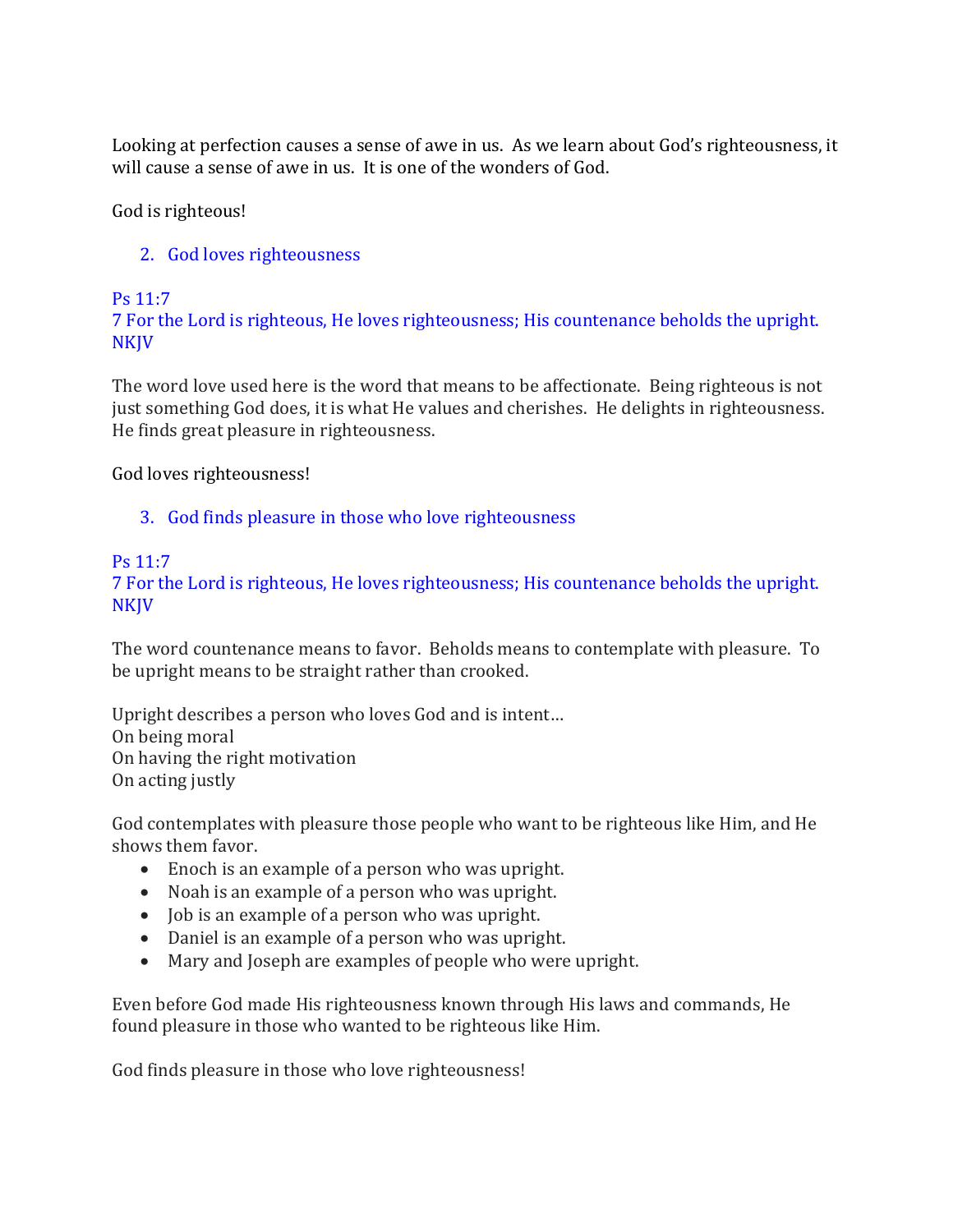Looking at perfection causes a sense of awe in us. As we learn about God's righteousness, it will cause a sense of awe in us. It is one of the wonders of God.

God is righteous!

2. God loves righteousness

Ps 11:7
7 For the Lord is righteous, He loves righteousness; His countenance beholds the upright.
NKJV

The word love used here is the word that means to be affectionate. Being righteous is not just something God does, it is what He values and cherishes. He delights in righteousness. He finds great pleasure in righteousness.

God loves righteousness!

3. God finds pleasure in those who love righteousness

Ps 11:7
7 For the Lord is righteous, He loves righteousness; His countenance beholds the upright.
NKJV

The word countenance means to favor. Beholds means to contemplate with pleasure. To be upright means to be straight rather than crooked.

Upright describes a person who loves God and is intent…
On being moral
On having the right motivation
On acting justly

God contemplates with pleasure those people who want to be righteous like Him, and He shows them favor.

- Enoch is an example of a person who was upright.
- Noah is an example of a person who was upright.
- Job is an example of a person who was upright.
- Daniel is an example of a person who was upright.
- Mary and Joseph are examples of people who were upright.

Even before God made His righteousness known through His laws and commands, He found pleasure in those who wanted to be righteous like Him.

God finds pleasure in those who love righteousness!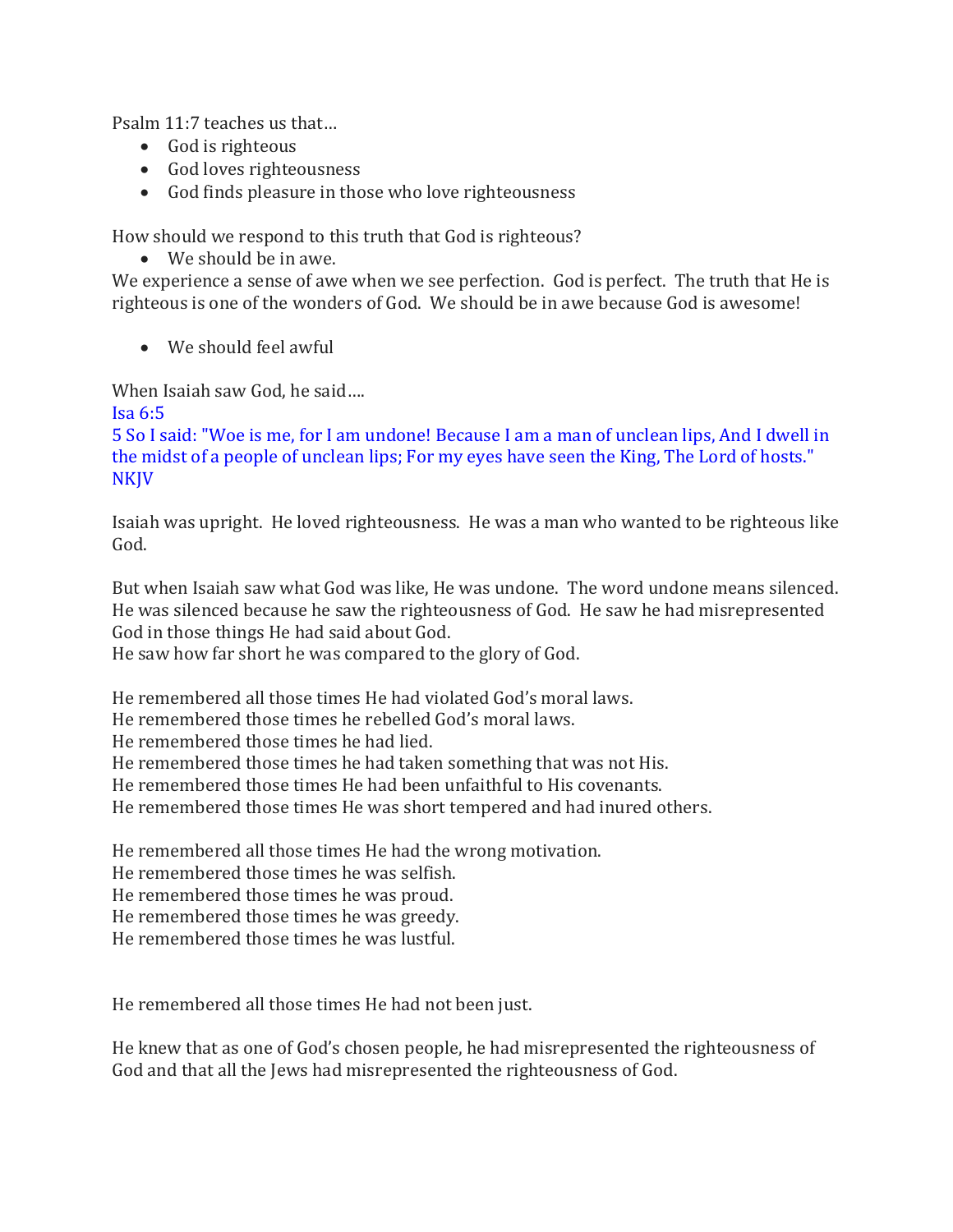Psalm 11:7 teaches us that…

- God is righteous
- God loves righteousness
- God finds pleasure in those who love righteousness

How should we respond to this truth that God is righteous?

- We should be in awe.

We experience a sense of awe when we see perfection. God is perfect. The truth that He is righteous is one of the wonders of God. We should be in awe because God is awesome!

- We should feel awful

When Isaiah saw God, he said….
Isa 6:5
5 So I said: "Woe is me, for I am undone! Because I am a man of unclean lips, And I dwell in the midst of a people of unclean lips; For my eyes have seen the King, The Lord of hosts."
NKJV

Isaiah was upright. He loved righteousness. He was a man who wanted to be righteous like God.

But when Isaiah saw what God was like, He was undone. The word undone means silenced. He was silenced because he saw the righteousness of God. He saw he had misrepresented God in those things He had said about God.
He saw how far short he was compared to the glory of God.

He remembered all those times He had violated God's moral laws.
He remembered those times he rebelled God's moral laws.
He remembered those times he had lied.
He remembered those times he had taken something that was not His.
He remembered those times He had been unfaithful to His covenants.
He remembered those times He was short tempered and had inured others.

He remembered all those times He had the wrong motivation.
He remembered those times he was selfish.
He remembered those times he was proud.
He remembered those times he was greedy.
He remembered those times he was lustful.

He remembered all those times He had not been just.

He knew that as one of God's chosen people, he had misrepresented the righteousness of God and that all the Jews had misrepresented the righteousness of God.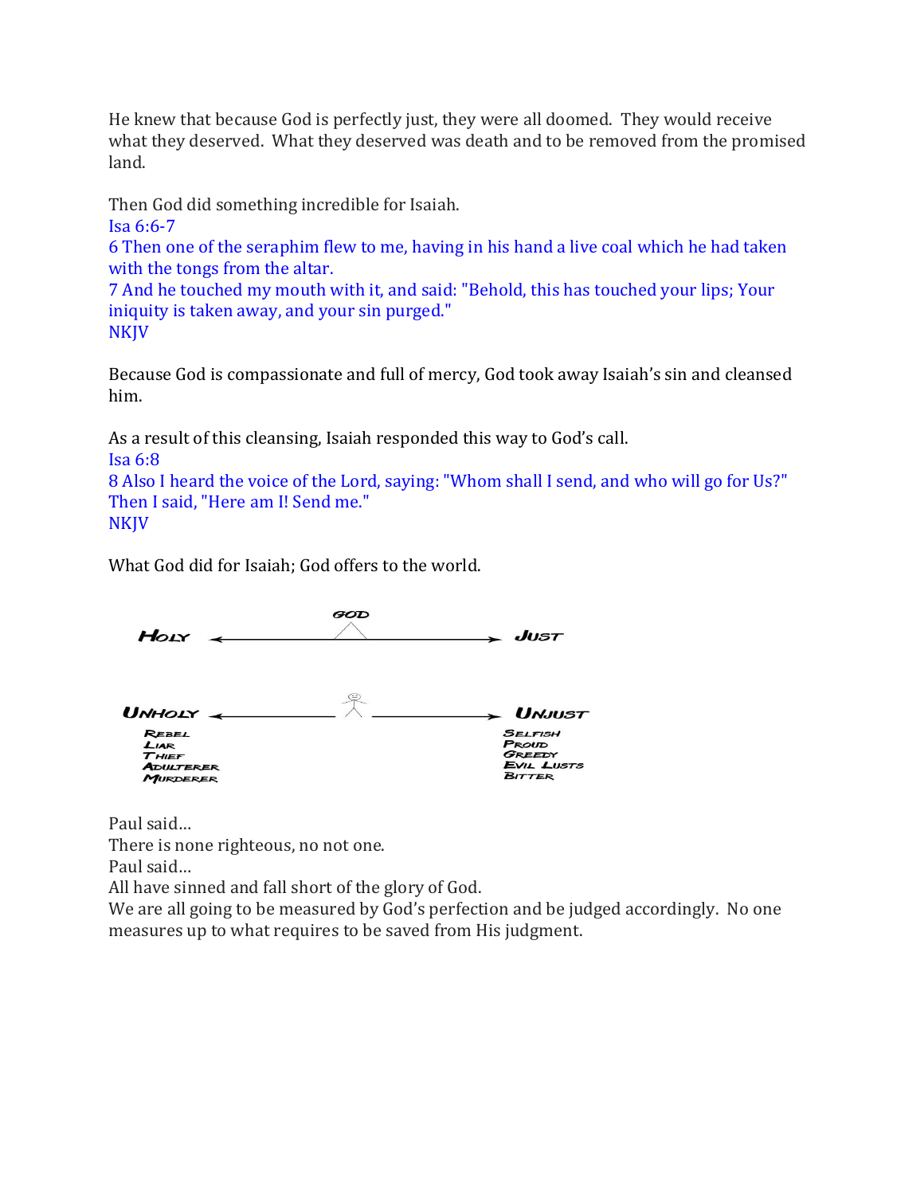He knew that because God is perfectly just, they were all doomed. They would receive what they deserved. What they deserved was death and to be removed from the promised land.

Then God did something incredible for Isaiah.
Isa 6:6-7
6 Then one of the seraphim flew to me, having in his hand a live coal which he had taken with the tongs from the altar.
7 And he touched my mouth with it, and said: "Behold, this has touched your lips; Your iniquity is taken away, and your sin purged."
NKJV

Because God is compassionate and full of mercy, God took away Isaiah's sin and cleansed him.

As a result of this cleansing, Isaiah responded this way to God's call.
Isa 6:8
8 Also I heard the voice of the Lord, saying: "Whom shall I send, and who will go for Us?" Then I said, "Here am I! Send me."
NKJV

What God did for Isaiah; God offers to the world.

GOD
HOLY
JUST

UNHOLY
REBEL
LIAR
THIEF
ADULTERER
MURDERER

UNJUST
SELFISH
PROUD
GREEDY
EVIL LUSTS
BITTER

Paul said…
There is none righteous, no not one.
Paul said…
All have sinned and fall short of the glory of God.
We are all going to be measured by God's perfection and be judged accordingly. No one measures up to what requires to be saved from His judgment.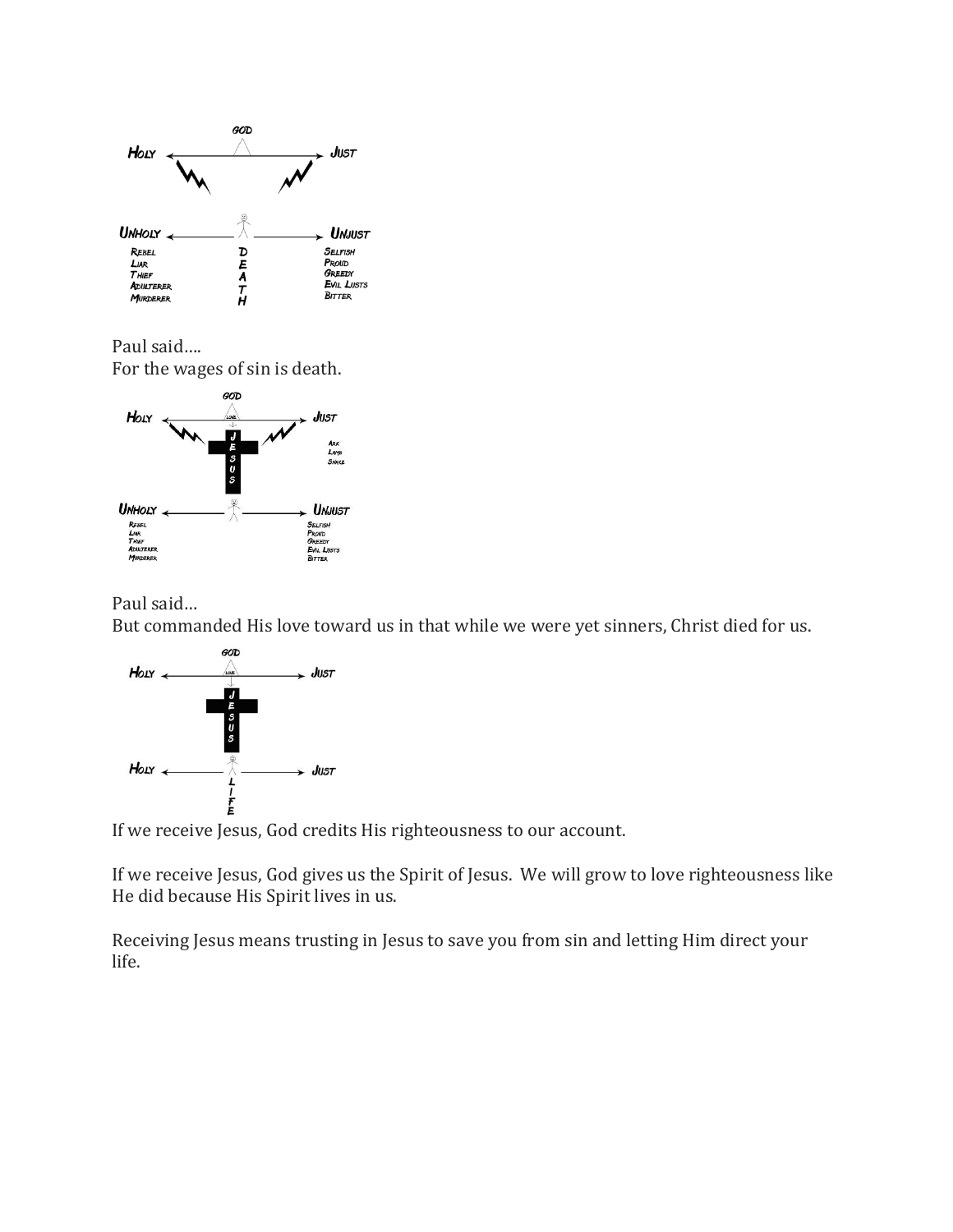GOD

HOLY JUST

UNHOLY UNJUST

REBEL
LIAR
THIEF
ADULTERER
MURDERER

D
E
A
T
H

SELFISH
PROUD
GREEDY
EVIL LUSTS
BITTER

Paul said….
For the wages of sin is death.

GOD

LOVE

HOLY JUST

J
E
S
U
S

ARK
LAMB
SNAKE

UNHOLY UNJUST

REBEL
LIAR
THIEF
ADULTERER
MURDERER

SELFISH
PROUD
GREEDY
EVIL LUSTS
BITTER

Paul said…
But commanded His love toward us in that while we were yet sinners, Christ died for us.

GOD

LOVE

HOLY JUST

J
E
S
U
S

HOLY JUST

L
I
F
E

If we receive Jesus, God credits His righteousness to our account.

If we receive Jesus, God gives us the Spirit of Jesus. We will grow to love righteousness like He did because His Spirit lives in us.

Receiving Jesus means trusting in Jesus to save you from sin and letting Him direct your life.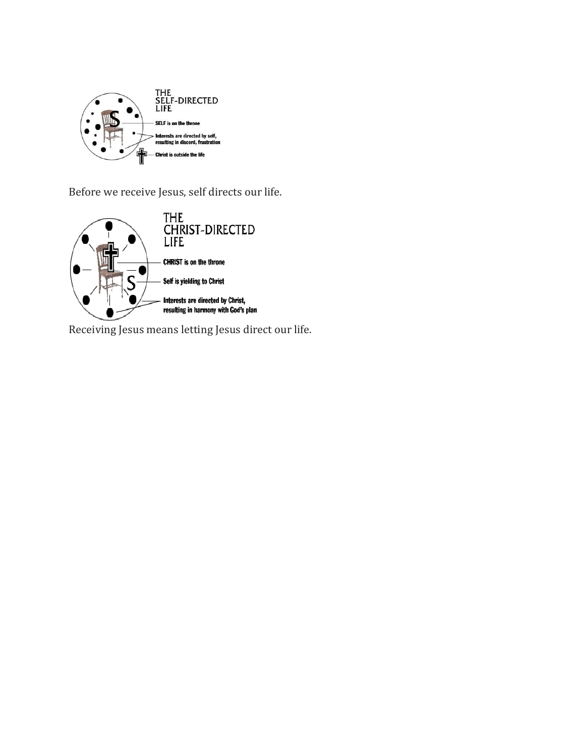THE
SELF-DIRECTED
LIFE

SELF is on the throne

Interests are directed by self, resulting in discord, frustration

Christ is outside the life

Before we receive Jesus, self directs our life.

THE
CHRIST-DIRECTED
LIFE

CHRIST is on the throne

Self is yielding to Christ

Interests are directed by Christ, resulting in harmony with God's plan

Receiving Jesus means letting Jesus direct our life.